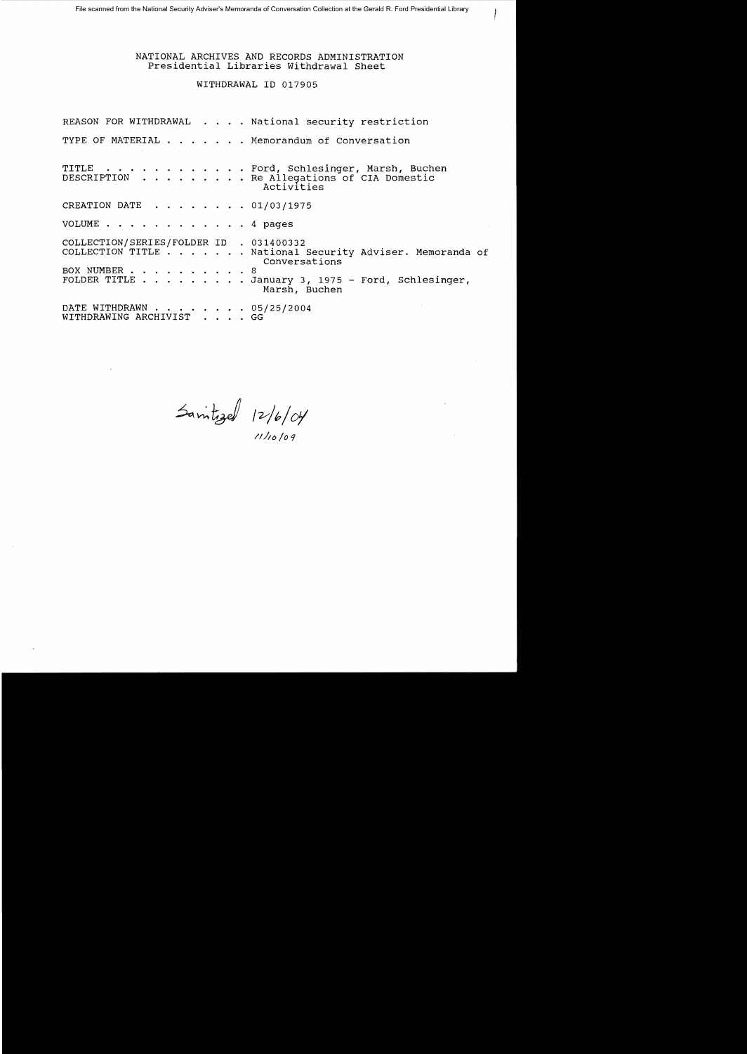File scanned from the National Security Adviser's Memoranda of Conversation Collection at the Gerald R. Ford Presidential Library

NATIONAL ARCHIVES AND RECORDS ADMINISTRATION
Presidential Libraries Withdrawal Sheet

WITHDRAWAL ID 017905

REASON FOR WITHDRAWAL . . . . National security restriction

TYPE OF MATERIAL . . . . . . . Memorandum of Conversation

TITLE . . . . . . . . . . . . Ford, Schlesinger, Marsh, Buchen
DESCRIPTION . . . . . . . . . Re Allegations of CIA Domestic Activities

CREATION DATE . . . . . . . . 01/03/1975

VOLUME . . . . . . . . . . . . 4 pages

COLLECTION/SERIES/FOLDER ID . 031400332
COLLECTION TITLE . . . . . . . National Security Adviser. Memoranda of Conversations
BOX NUMBER . . . . . . . . . . 8
FOLDER TITLE . . . . . . . . . January 3, 1975 - Ford, Schlesinger, Marsh, Buchen

DATE WITHDRAWN . . . . . . . . 05/25/2004
WITHDRAWING ARCHIVIST . . . . GG

Sanitized 12/6/04
11/10/09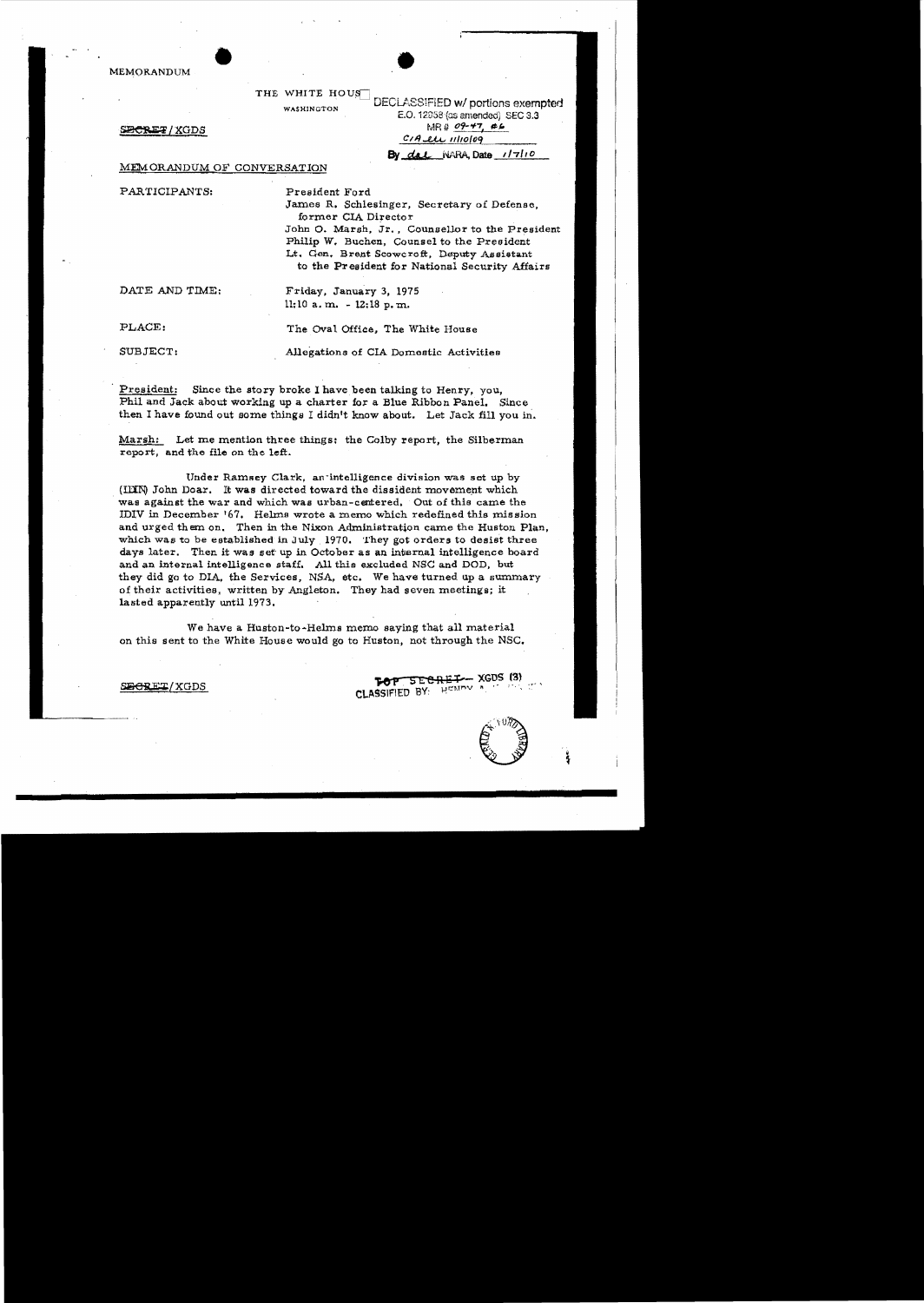MEMORANDUM

THE WHITE HOUSE

WASHINGTON

DECLASSIFIED w/ portions exempted
E.O. 12958 (as amended) SEC 3.3
MR # 09-47, #6
CIA ltr 11/10/09
By dal NARA, Date 1/7/10

~~SECRET~~/XGDS

MEMORANDUM OF CONVERSATION

PARTICIPANTS: President Ford
James R. Schlesinger, Secretary of Defense, former CIA Director
John O. Marsh, Jr., Counsellor to the President
Philip W. Buchen, Counsel to the President
Lt. Gen. Brent Scowcroft, Deputy Assistant to the President for National Security Affairs

DATE AND TIME: Friday, January 3, 1975
11:10 a.m. - 12:18 p.m.

PLACE: The Oval Office, The White House

SUBJECT: Allegations of CIA Domestic Activities

President: Since the story broke I have been talking to Henry, you, Phil and Jack about working up a charter for a Blue Ribbon Panel. Since then I have found out some things I didn't know about. Let Jack fill you in.

Marsh: Let me mention three things: the Colby report, the Silberman report, and the file on the left.

Under Ramsey Clark, an intelligence division was set up by (IDIV) John Doar. It was directed toward the dissident movement which was against the war and which was urban-centered. Out of this came the IDIV in December '67. Helms wrote a memo which redefined this mission and urged them on. Then in the Nixon Administration came the Huston Plan, which was to be established in July 1970. They got orders to desist three days later. Then it was set up in October as an internal intelligence board and an internal intelligence staff. All this excluded NSC and DOD, but they did go to DIA, the Services, NSA, etc. We have turned up a summary of their activities, written by Angleton. They had seven meetings; it lasted apparently until 1973.

We have a Huston-to-Helms memo saying that all material on this sent to the White House would go to Huston, not through the NSC.

~~SECRET~~/XGDS

~~TOP SECRET~~ XGDS (3)
CLASSIFIED BY: HENRY A. ...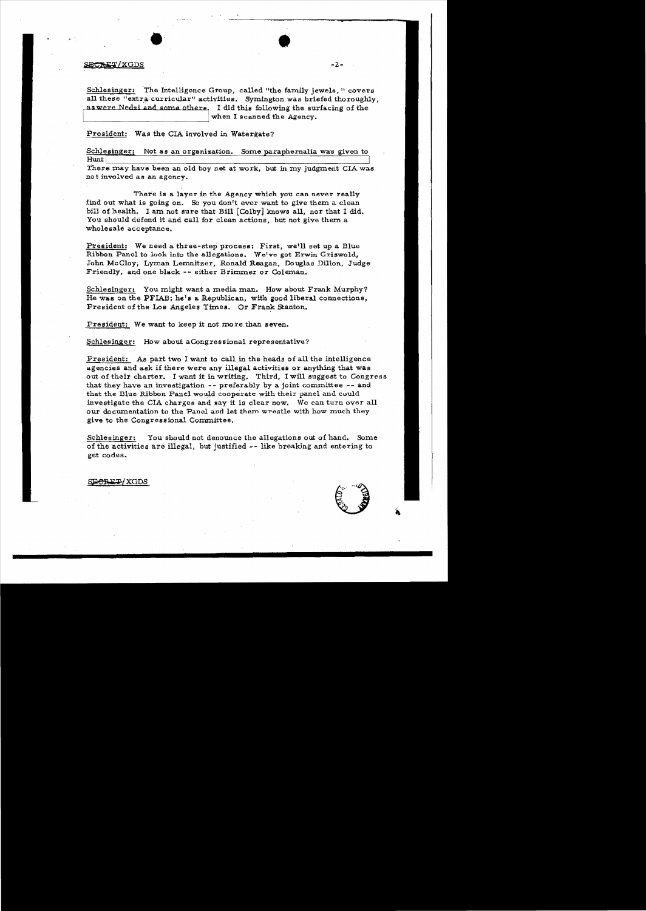SECRET/XGDS

Schlesinger: The Intelligence Group, called "the family jewels," covers all these "extra curricular" activities. Symington was briefed thoroughly, as were Nedzi and some others. I did this following the surfacing of the [redacted] when I scanned the Agency.

President: Was the CIA involved in Watergate?

Schlesinger: Not as an organization. Some paraphernalia was given to Hunt [redacted]

There may have been an old boy net at work, but in my judgment CIA was not involved as an agency.

There is a layer in the Agency which you can never really find out what is going on. So you don't ever want to give them a clean bill of health. I am not sure that Bill [Colby] knows all, nor that I did. You should defend it and call for clean actions, but not give them a wholesale acceptance.

President: We need a three-step process: First, we'll set up a Blue Ribbon Panel to look into the allegations. We've got Erwin Griswold, John McCloy, Lyman Lemnitzer, Ronald Reagan, Douglas Dillon, Judge Friendly, and one black -- either Brimmer or Coleman.

Schlesinger: You might want a media man. How about Frank Murphy? He was on the PFIAB; he's a Republican, with good liberal connections, President of the Los Angeles Times. Or Frank Stanton.

President: We want to keep it not more than seven.

Schlesinger: How about a Congressional representative?

President: As part two I want to call in the heads of all the intelligence agencies and ask if there were any illegal activities or anything that was out of their charter. I want it in writing. Third, I will suggest to Congress that they have an investigation -- preferably by a joint committee -- and that the Blue Ribbon Panel would cooperate with their panel and could investigate the CIA charges and say it is clear now. We can turn over all our documentation to the Panel and let them wrestle with how much they give to the Congressional Committee.

Schlesinger: You should not denounce the allegations out of hand. Some of the activities are illegal, but justified -- like breaking and entering to get codes.

SECRET/XGDS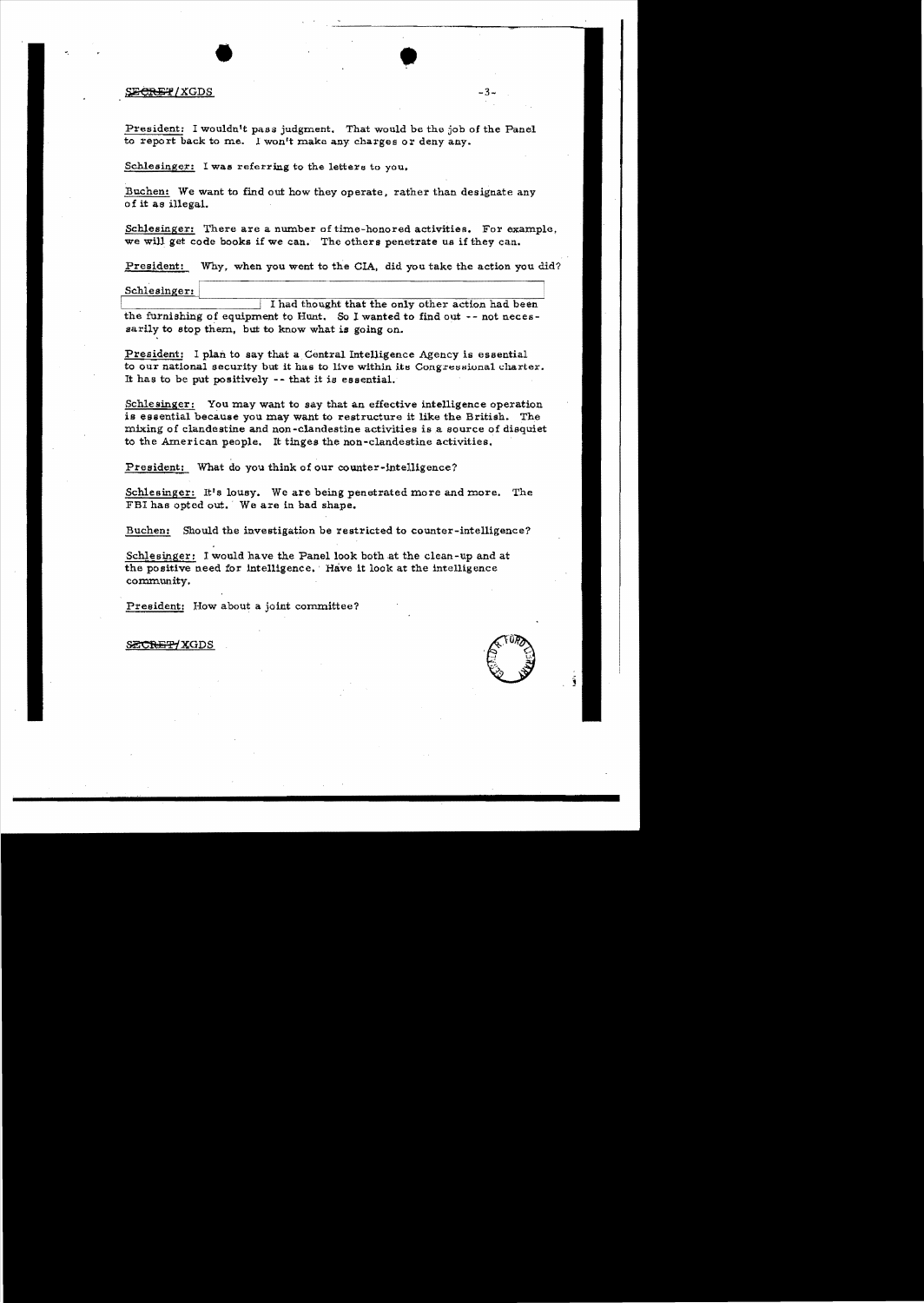SECRET/XGDS

President: I wouldn't pass judgment. That would be the job of the Panel to report back to me. I won't make any charges or deny any.

Schlesinger: I was referring to the letters to you.

Buchen: We want to find out how they operate, rather than designate any of it as illegal.

Schlesinger: There are a number of time-honored activities. For example, we will get code books if we can. The others penetrate us if they can.

President: Why, when you went to the CIA, did you take the action you did?

Schlesinger: [redacted] I had thought that the only other action had been the furnishing of equipment to Hunt. So I wanted to find out -- not necessarily to stop them, but to know what is going on.

President: I plan to say that a Central Intelligence Agency is essential to our national security but it has to live within its Congressional charter. It has to be put positively -- that it is essential.

Schlesinger: You may want to say that an effective intelligence operation is essential because you may want to restructure it like the British. The mixing of clandestine and non-clandestine activities is a source of disquiet to the American people. It tinges the non-clandestine activities.

President: What do you think of our counter-intelligence?

Schlesinger: It's lousy. We are being penetrated more and more. The FBI has opted out. We are in bad shape.

Buchen: Should the investigation be restricted to counter-intelligence?

Schlesinger: I would have the Panel look both at the clean-up and at the positive need for intelligence. Have it look at the intelligence community.

President: How about a joint committee?

SECRET/XGDS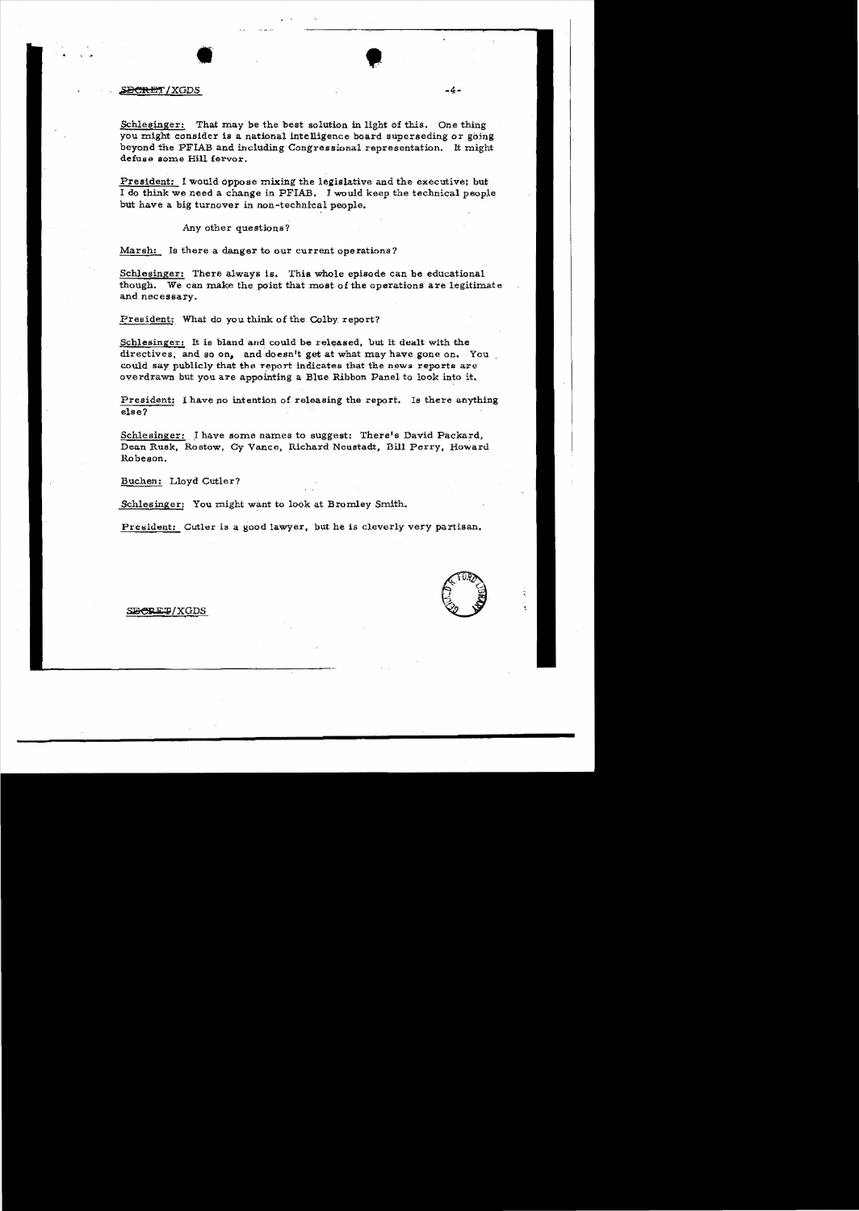Schlesinger: That may be the best solution in light of this. One thing you might consider is a national intelligence board superseding or going beyond the PFIAB and including Congressional representation. It might defuse some Hill fervor.

President: I would oppose mixing the legislative and the executive; but I do think we need a change in PFIAB. I would keep the technical people but have a big turnover in non-technical people.

Any other questions?

Marsh: Is there a danger to our current operations?

Schlesinger: There always is. This whole episode can be educational though. We can make the point that most of the operations are legitimate and necessary.

President: What do you think of the Colby report?

Schlesinger: It is bland and could be released, but it dealt with the directives, and so on, and doesn't get at what may have gone on. You could say publicly that the report indicates that the news reports are overdrawn but you are appointing a Blue Ribbon Panel to look into it.

President: I have no intention of releasing the report. Is there anything else?

Schlesinger: I have some names to suggest: There's David Packard, Dean Rusk, Rostow, Cy Vance, Richard Neustadt, Bill Perry, Howard Robeson.

Buchen: Lloyd Cutler?

Schlesinger: You might want to look at Bromley Smith.

President: Cutler is a good lawyer, but he is cleverly very partisan.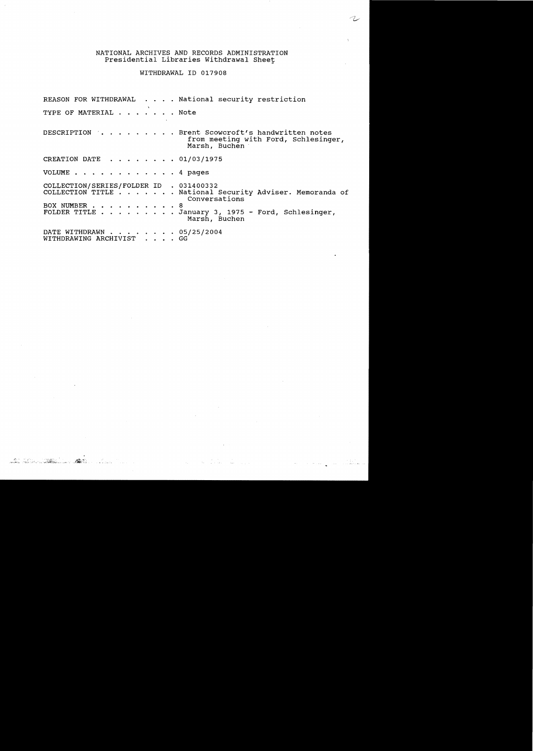NATIONAL ARCHIVES AND RECORDS ADMINISTRATION
Presidential Libraries Withdrawal Sheet

WITHDRAWAL ID 017908

REASON FOR WITHDRAWAL . . . . National security restriction

TYPE OF MATERIAL . . . . . . . Note

DESCRIPTION . . . . . . . . . Brent Scowcroft's handwritten notes from meeting with Ford, Schlesinger, Marsh, Buchen

CREATION DATE . . . . . . . . 01/03/1975

VOLUME . . . . . . . . . . . . 4 pages

COLLECTION/SERIES/FOLDER ID . 031400332
COLLECTION TITLE . . . . . . . National Security Adviser. Memoranda of Conversations
BOX NUMBER . . . . . . . . . . 8
FOLDER TITLE . . . . . . . . . January 3, 1975 - Ford, Schlesinger, Marsh, Buchen

DATE WITHDRAWN . . . . . . . . 05/25/2004
WITHDRAWING ARCHIVIST . . . . GG